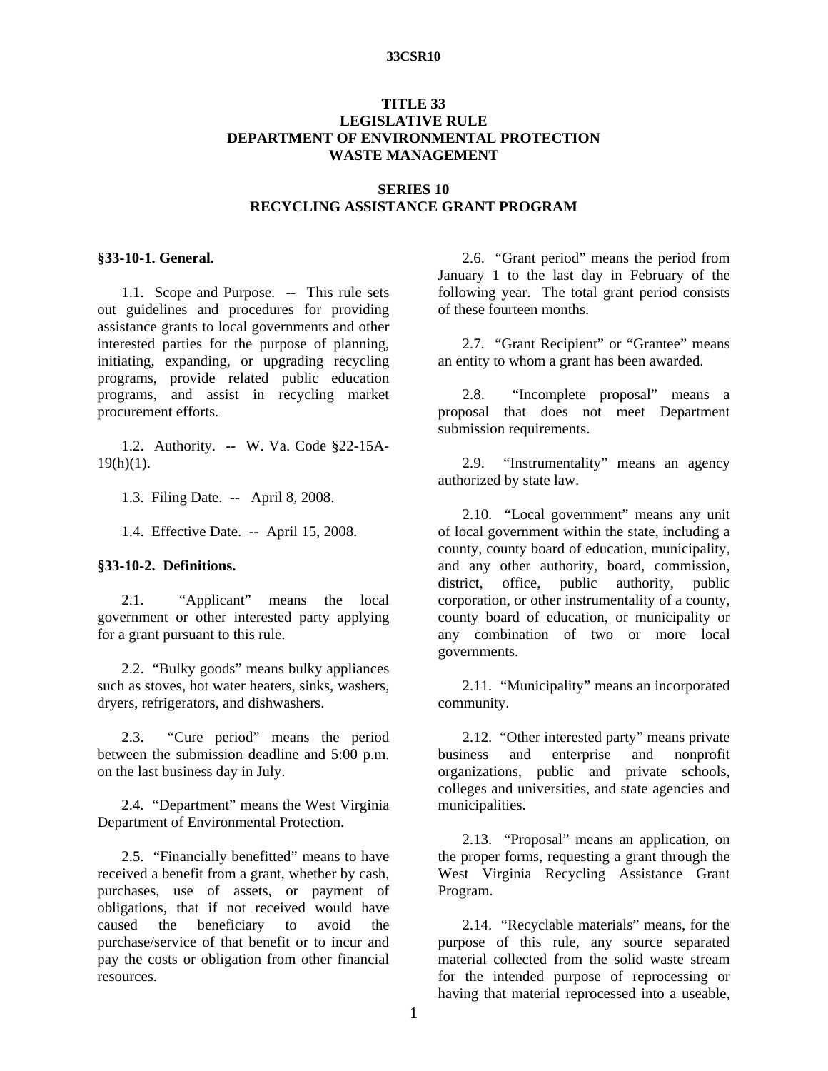# TITLE 33
# LEGISLATIVE RULE
# DEPARTMENT OF ENVIRONMENTAL PROTECTION
# WASTE MANAGEMENT

## SERIES 10
## RECYCLING ASSISTANCE GRANT PROGRAM

**§33-10-1. General.**

1.1. Scope and Purpose. -- This rule sets out guidelines and procedures for providing assistance grants to local governments and other interested parties for the purpose of planning, initiating, expanding, or upgrading recycling programs, provide related public education programs, and assist in recycling market procurement efforts.

1.2. Authority. -- W. Va. Code §22-15A-19(h)(1).

1.3. Filing Date. -- April 8, 2008.

1.4. Effective Date. -- April 15, 2008.

**§33-10-2. Definitions.**

2.1. "Applicant" means the local government or other interested party applying for a grant pursuant to this rule.

2.2. "Bulky goods" means bulky appliances such as stoves, hot water heaters, sinks, washers, dryers, refrigerators, and dishwashers.

2.3. "Cure period" means the period between the submission deadline and 5:00 p.m. on the last business day in July.

2.4. "Department" means the West Virginia Department of Environmental Protection.

2.5. "Financially benefitted" means to have received a benefit from a grant, whether by cash, purchases, use of assets, or payment of obligations, that if not received would have caused the beneficiary to avoid the purchase/service of that benefit or to incur and pay the costs or obligation from other financial resources.

2.6. "Grant period" means the period from January 1 to the last day in February of the following year. The total grant period consists of these fourteen months.

2.7. "Grant Recipient" or "Grantee" means an entity to whom a grant has been awarded.

2.8. "Incomplete proposal" means a proposal that does not meet Department submission requirements.

2.9. "Instrumentality" means an agency authorized by state law.

2.10. "Local government" means any unit of local government within the state, including a county, county board of education, municipality, and any other authority, board, commission, district, office, public authority, public corporation, or other instrumentality of a county, county board of education, or municipality or any combination of two or more local governments.

2.11. "Municipality" means an incorporated community.

2.12. "Other interested party" means private business and enterprise and nonprofit organizations, public and private schools, colleges and universities, and state agencies and municipalities.

2.13. "Proposal" means an application, on the proper forms, requesting a grant through the West Virginia Recycling Assistance Grant Program.

2.14. "Recyclable materials" means, for the purpose of this rule, any source separated material collected from the solid waste stream for the intended purpose of reprocessing or having that material reprocessed into a useable,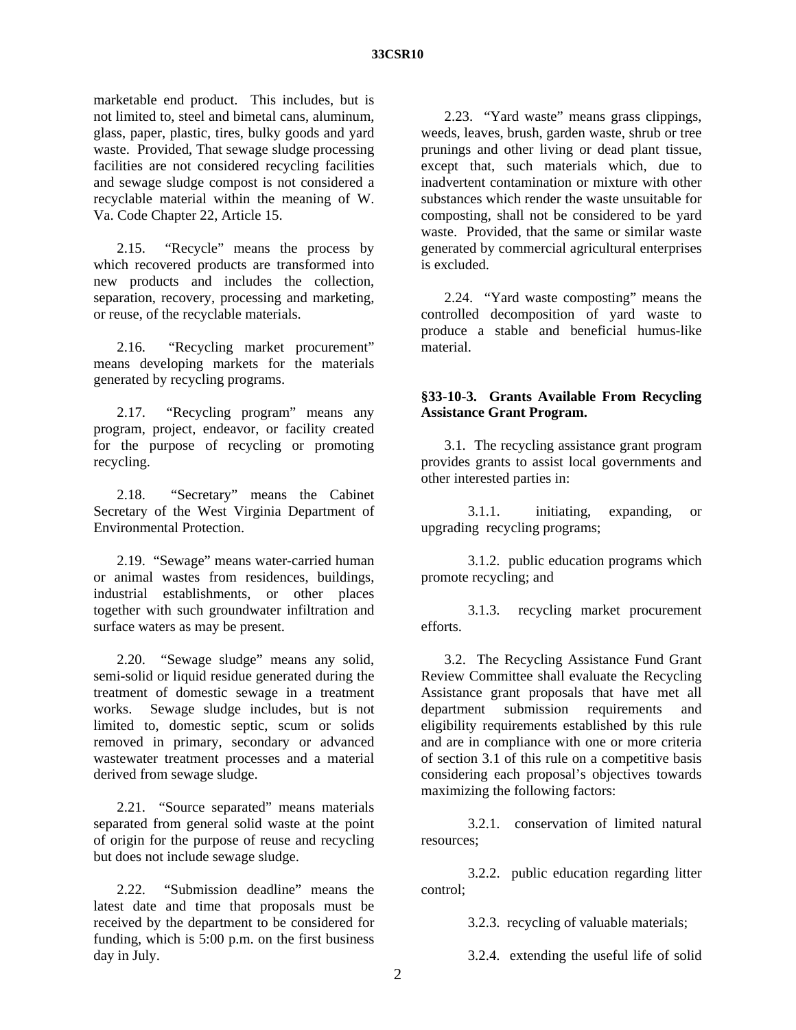marketable end product. This includes, but is not limited to, steel and bimetal cans, aluminum, glass, paper, plastic, tires, bulky goods and yard waste. Provided, That sewage sludge processing facilities are not considered recycling facilities and sewage sludge compost is not considered a recyclable material within the meaning of W. Va. Code Chapter 22, Article 15.

2.15. "Recycle" means the process by which recovered products are transformed into new products and includes the collection, separation, recovery, processing and marketing, or reuse, of the recyclable materials.

2.16. "Recycling market procurement" means developing markets for the materials generated by recycling programs.

2.17. "Recycling program" means any program, project, endeavor, or facility created for the purpose of recycling or promoting recycling.

2.18. "Secretary" means the Cabinet Secretary of the West Virginia Department of Environmental Protection.

2.19. "Sewage" means water-carried human or animal wastes from residences, buildings, industrial establishments, or other places together with such groundwater infiltration and surface waters as may be present.

2.20. "Sewage sludge" means any solid, semi-solid or liquid residue generated during the treatment of domestic sewage in a treatment works. Sewage sludge includes, but is not limited to, domestic septic, scum or solids removed in primary, secondary or advanced wastewater treatment processes and a material derived from sewage sludge.

2.21. "Source separated" means materials separated from general solid waste at the point of origin for the purpose of reuse and recycling but does not include sewage sludge.

2.22. "Submission deadline" means the latest date and time that proposals must be received by the department to be considered for funding, which is 5:00 p.m. on the first business day in July.

2.23. "Yard waste" means grass clippings, weeds, leaves, brush, garden waste, shrub or tree prunings and other living or dead plant tissue, except that, such materials which, due to inadvertent contamination or mixture with other substances which render the waste unsuitable for composting, shall not be considered to be yard waste. Provided, that the same or similar waste generated by commercial agricultural enterprises is excluded.

2.24. "Yard waste composting" means the controlled decomposition of yard waste to produce a stable and beneficial humus-like material.

## §33-10-3. Grants Available From Recycling Assistance Grant Program.

3.1. The recycling assistance grant program provides grants to assist local governments and other interested parties in:

3.1.1. initiating, expanding, or upgrading recycling programs;

3.1.2. public education programs which promote recycling; and

3.1.3. recycling market procurement efforts.

3.2. The Recycling Assistance Fund Grant Review Committee shall evaluate the Recycling Assistance grant proposals that have met all department submission requirements and eligibility requirements established by this rule and are in compliance with one or more criteria of section 3.1 of this rule on a competitive basis considering each proposal's objectives towards maximizing the following factors:

3.2.1. conservation of limited natural resources;

3.2.2. public education regarding litter control;

3.2.3. recycling of valuable materials;

3.2.4. extending the useful life of solid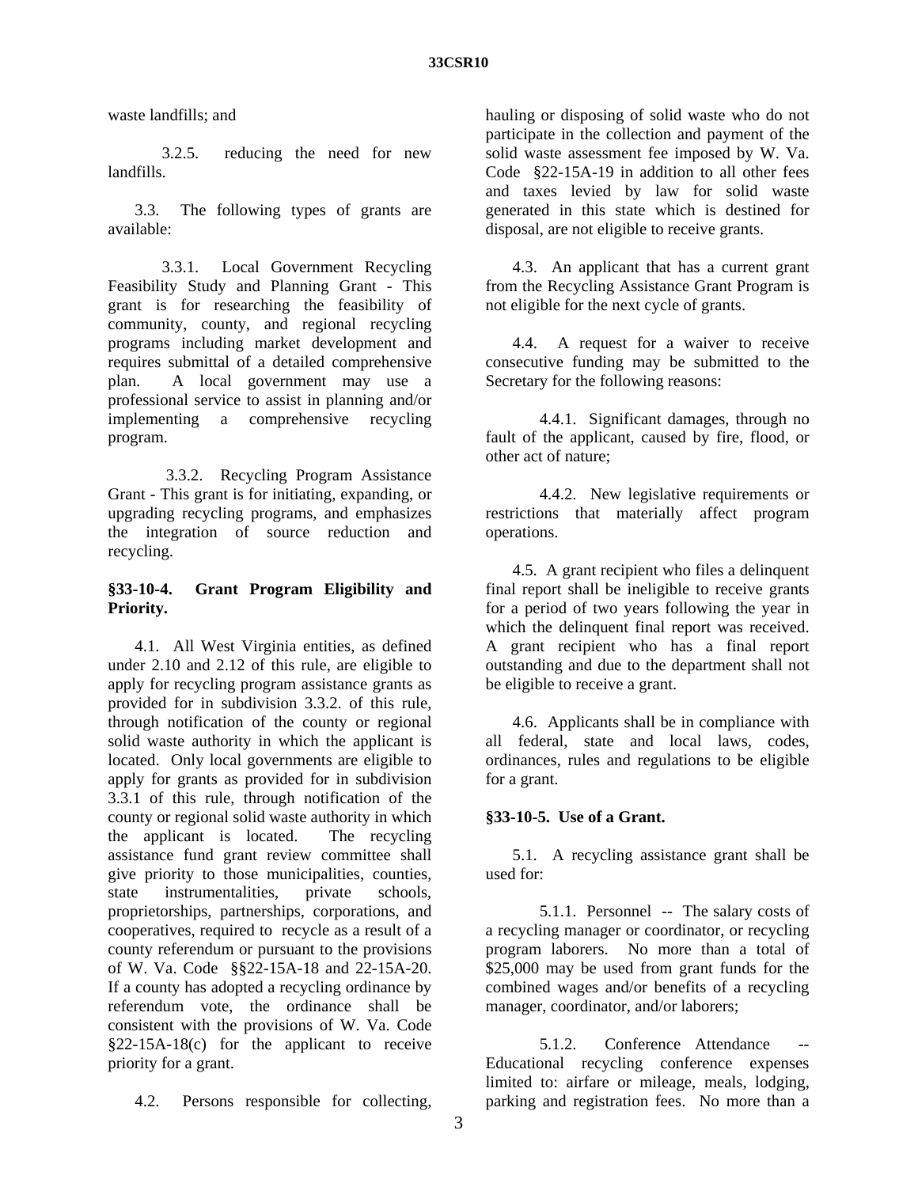waste landfills; and

3.2.5. reducing the need for new landfills.

3.3. The following types of grants are available:

3.3.1. Local Government Recycling Feasibility Study and Planning Grant - This grant is for researching the feasibility of community, county, and regional recycling programs including market development and requires submittal of a detailed comprehensive plan. A local government may use a professional service to assist in planning and/or implementing a comprehensive recycling program.

3.3.2. Recycling Program Assistance Grant - This grant is for initiating, expanding, or upgrading recycling programs, and emphasizes the integration of source reduction and recycling.

**§33-10-4. Grant Program Eligibility and Priority.**

4.1. All West Virginia entities, as defined under 2.10 and 2.12 of this rule, are eligible to apply for recycling program assistance grants as provided for in subdivision 3.3.2. of this rule, through notification of the county or regional solid waste authority in which the applicant is located. Only local governments are eligible to apply for grants as provided for in subdivision 3.3.1 of this rule, through notification of the county or regional solid waste authority in which the applicant is located. The recycling assistance fund grant review committee shall give priority to those municipalities, counties, state instrumentalities, private schools, proprietorships, partnerships, corporations, and cooperatives, required to recycle as a result of a county referendum or pursuant to the provisions of W. Va. Code §§22-15A-18 and 22-15A-20. If a county has adopted a recycling ordinance by referendum vote, the ordinance shall be consistent with the provisions of W. Va. Code §22-15A-18(c) for the applicant to receive priority for a grant.

4.2. Persons responsible for collecting, hauling or disposing of solid waste who do not participate in the collection and payment of the solid waste assessment fee imposed by W. Va. Code §22-15A-19 in addition to all other fees and taxes levied by law for solid waste generated in this state which is destined for disposal, are not eligible to receive grants.

4.3. An applicant that has a current grant from the Recycling Assistance Grant Program is not eligible for the next cycle of grants.

4.4. A request for a waiver to receive consecutive funding may be submitted to the Secretary for the following reasons:

4.4.1. Significant damages, through no fault of the applicant, caused by fire, flood, or other act of nature;

4.4.2. New legislative requirements or restrictions that materially affect program operations.

4.5. A grant recipient who files a delinquent final report shall be ineligible to receive grants for a period of two years following the year in which the delinquent final report was received. A grant recipient who has a final report outstanding and due to the department shall not be eligible to receive a grant.

4.6. Applicants shall be in compliance with all federal, state and local laws, codes, ordinances, rules and regulations to be eligible for a grant.

**§33-10-5. Use of a Grant.**

5.1. A recycling assistance grant shall be used for:

5.1.1. Personnel -- The salary costs of a recycling manager or coordinator, or recycling program laborers. No more than a total of $25,000 may be used from grant funds for the combined wages and/or benefits of a recycling manager, coordinator, and/or laborers;

5.1.2. Conference Attendance -- Educational recycling conference expenses limited to: airfare or mileage, meals, lodging, parking and registration fees. No more than a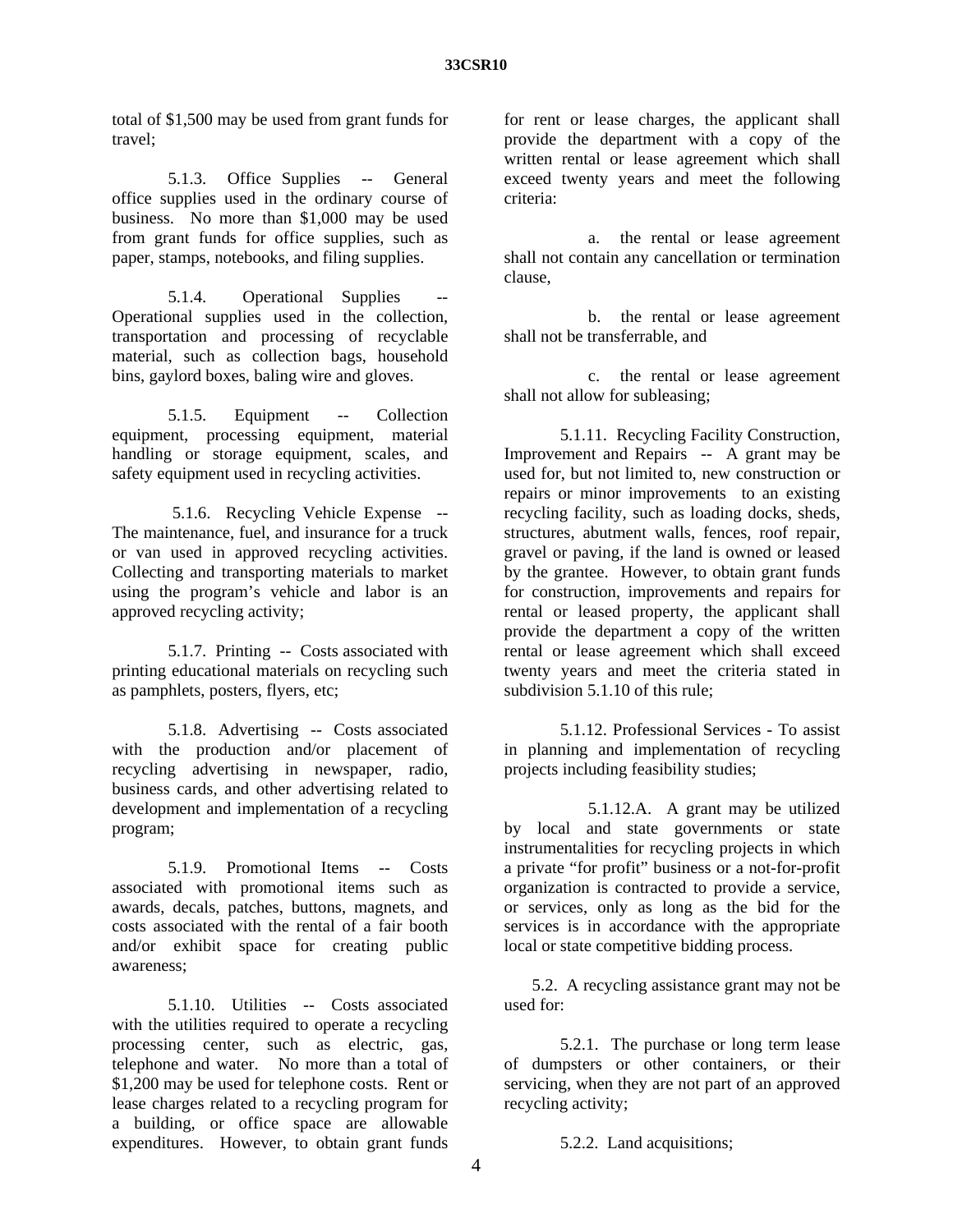total of $1,500 may be used from grant funds for travel;

5.1.3. Office Supplies -- General office supplies used in the ordinary course of business. No more than $1,000 may be used from grant funds for office supplies, such as paper, stamps, notebooks, and filing supplies.

5.1.4. Operational Supplies -- Operational supplies used in the collection, transportation and processing of recyclable material, such as collection bags, household bins, gaylord boxes, baling wire and gloves.

5.1.5. Equipment -- Collection equipment, processing equipment, material handling or storage equipment, scales, and safety equipment used in recycling activities.

5.1.6. Recycling Vehicle Expense -- The maintenance, fuel, and insurance for a truck or van used in approved recycling activities. Collecting and transporting materials to market using the program's vehicle and labor is an approved recycling activity;

5.1.7. Printing -- Costs associated with printing educational materials on recycling such as pamphlets, posters, flyers, etc;

5.1.8. Advertising -- Costs associated with the production and/or placement of recycling advertising in newspaper, radio, business cards, and other advertising related to development and implementation of a recycling program;

5.1.9. Promotional Items -- Costs associated with promotional items such as awards, decals, patches, buttons, magnets, and costs associated with the rental of a fair booth and/or exhibit space for creating public awareness;

5.1.10. Utilities -- Costs associated with the utilities required to operate a recycling processing center, such as electric, gas, telephone and water. No more than a total of $1,200 may be used for telephone costs. Rent or lease charges related to a recycling program for a building, or office space are allowable expenditures. However, to obtain grant funds for rent or lease charges, the applicant shall provide the department with a copy of the written rental or lease agreement which shall exceed twenty years and meet the following criteria:

a. the rental or lease agreement shall not contain any cancellation or termination clause,

b. the rental or lease agreement shall not be transferrable, and

c. the rental or lease agreement shall not allow for subleasing;

5.1.11. Recycling Facility Construction, Improvement and Repairs -- A grant may be used for, but not limited to, new construction or repairs or minor improvements to an existing recycling facility, such as loading docks, sheds, structures, abutment walls, fences, roof repair, gravel or paving, if the land is owned or leased by the grantee. However, to obtain grant funds for construction, improvements and repairs for rental or leased property, the applicant shall provide the department a copy of the written rental or lease agreement which shall exceed twenty years and meet the criteria stated in subdivision 5.1.10 of this rule;

5.1.12. Professional Services - To assist in planning and implementation of recycling projects including feasibility studies;

5.1.12.A. A grant may be utilized by local and state governments or state instrumentalities for recycling projects in which a private "for profit" business or a not-for-profit organization is contracted to provide a service, or services, only as long as the bid for the services is in accordance with the appropriate local or state competitive bidding process.

5.2. A recycling assistance grant may not be used for:

5.2.1. The purchase or long term lease of dumpsters or other containers, or their servicing, when they are not part of an approved recycling activity;

5.2.2. Land acquisitions;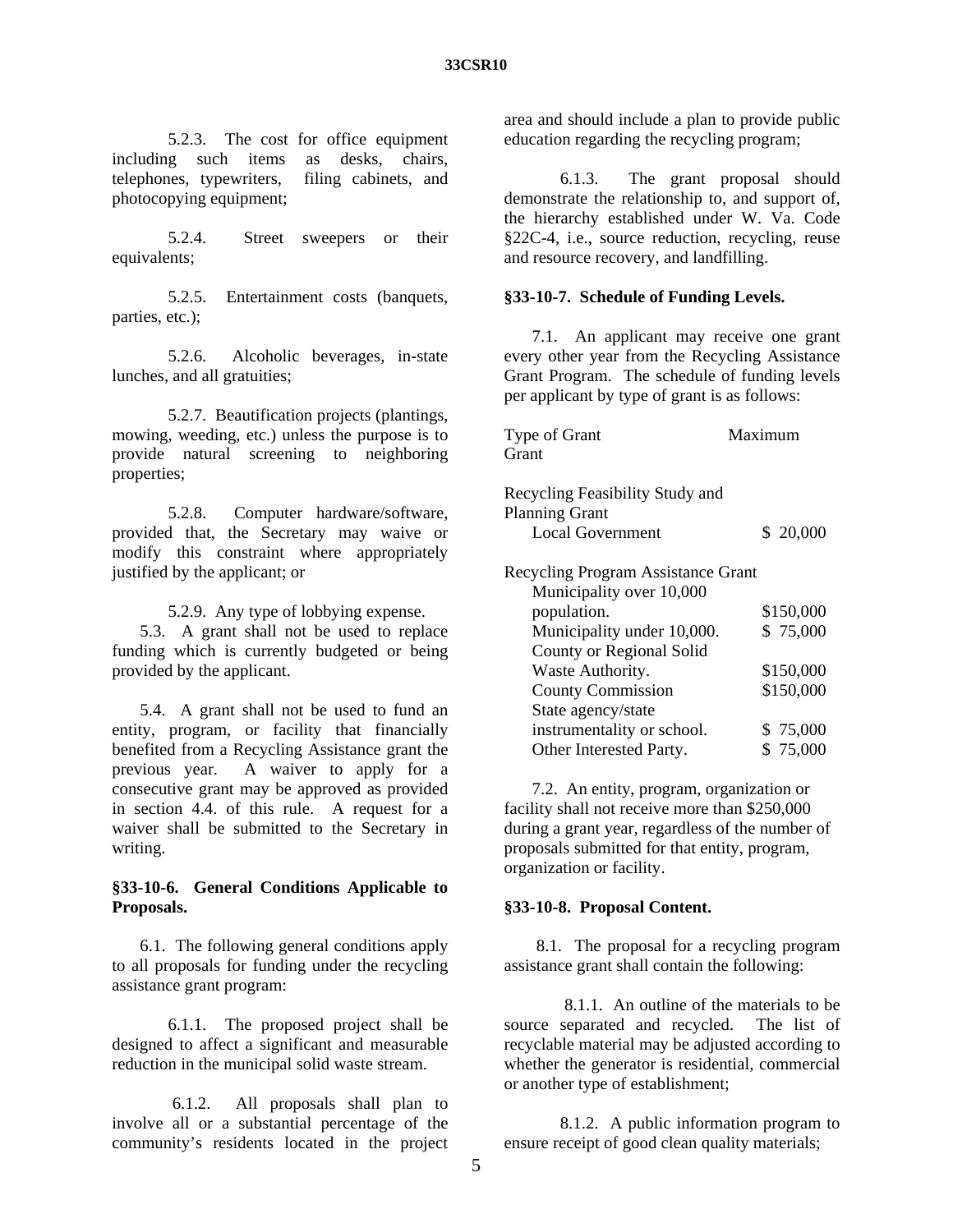5.2.3. The cost for office equipment including such items as desks, chairs, telephones, typewriters, filing cabinets, and photocopying equipment;

5.2.4. Street sweepers or their equivalents;

5.2.5. Entertainment costs (banquets, parties, etc.);

5.2.6. Alcoholic beverages, in-state lunches, and all gratuities;

5.2.7. Beautification projects (plantings, mowing, weeding, etc.) unless the purpose is to provide natural screening to neighboring properties;

5.2.8. Computer hardware/software, provided that, the Secretary may waive or modify this constraint where appropriately justified by the applicant; or

5.2.9. Any type of lobbying expense.

5.3. A grant shall not be used to replace funding which is currently budgeted or being provided by the applicant.

5.4. A grant shall not be used to fund an entity, program, or facility that financially benefited from a Recycling Assistance grant the previous year. A waiver to apply for a consecutive grant may be approved as provided in section 4.4. of this rule. A request for a waiver shall be submitted to the Secretary in writing.

**§33-10-6. General Conditions Applicable to Proposals.**

6.1. The following general conditions apply to all proposals for funding under the recycling assistance grant program:

6.1.1. The proposed project shall be designed to affect a significant and measurable reduction in the municipal solid waste stream.

6.1.2. All proposals shall plan to involve all or a substantial percentage of the community's residents located in the project area and should include a plan to provide public education regarding the recycling program;

6.1.3. The grant proposal should demonstrate the relationship to, and support of, the hierarchy established under W. Va. Code §22C-4, i.e., source reduction, recycling, reuse and resource recovery, and landfilling.

**§33-10-7. Schedule of Funding Levels.**

7.1. An applicant may receive one grant every other year from the Recycling Assistance Grant Program. The schedule of funding levels per applicant by type of grant is as follows:

| Type of Grant | Maximum Grant |
|---|---|
| Recycling Feasibility Study and Planning Grant | |
| Local Government | $ 20,000 |
| Recycling Program Assistance Grant | |
| Municipality over 10,000 population. | $150,000 |
| Municipality under 10,000. | $ 75,000 |
| County or Regional Solid Waste Authority. | $150,000 |
| County Commission | $150,000 |
| State agency/state instrumentality or school. | $ 75,000 |
| Other Interested Party. | $ 75,000 |

7.2. An entity, program, organization or facility shall not receive more than $250,000 during a grant year, regardless of the number of proposals submitted for that entity, program, organization or facility.

**§33-10-8. Proposal Content.**

8.1. The proposal for a recycling program assistance grant shall contain the following:

8.1.1. An outline of the materials to be source separated and recycled. The list of recyclable material may be adjusted according to whether the generator is residential, commercial or another type of establishment;

8.1.2. A public information program to ensure receipt of good clean quality materials;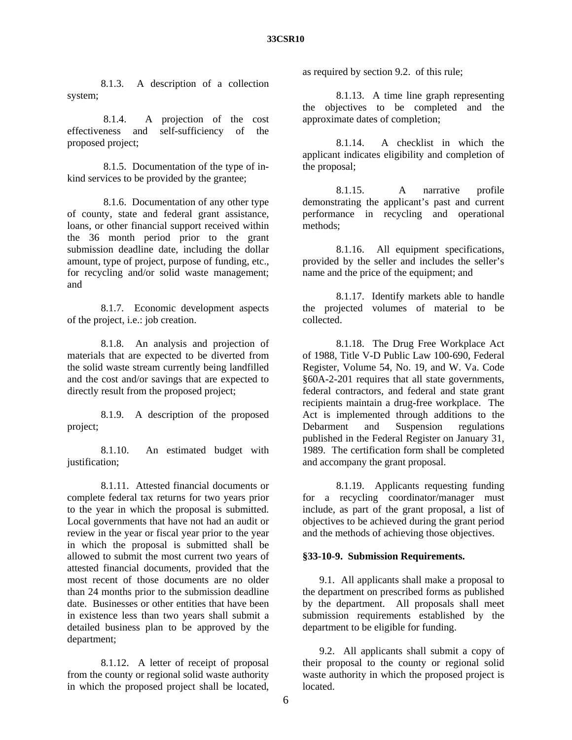8.1.3. A description of a collection system;

8.1.4. A projection of the cost effectiveness and self-sufficiency of the proposed project;

8.1.5. Documentation of the type of in-kind services to be provided by the grantee;

8.1.6. Documentation of any other type of county, state and federal grant assistance, loans, or other financial support received within the 36 month period prior to the grant submission deadline date, including the dollar amount, type of project, purpose of funding, etc., for recycling and/or solid waste management; and

8.1.7. Economic development aspects of the project, i.e.: job creation.

8.1.8. An analysis and projection of materials that are expected to be diverted from the solid waste stream currently being landfilled and the cost and/or savings that are expected to directly result from the proposed project;

8.1.9. A description of the proposed project;

8.1.10. An estimated budget with justification;

8.1.11. Attested financial documents or complete federal tax returns for two years prior to the year in which the proposal is submitted. Local governments that have not had an audit or review in the year or fiscal year prior to the year in which the proposal is submitted shall be allowed to submit the most current two years of attested financial documents, provided that the most recent of those documents are no older than 24 months prior to the submission deadline date. Businesses or other entities that have been in existence less than two years shall submit a detailed business plan to be approved by the department;

8.1.12. A letter of receipt of proposal from the county or regional solid waste authority in which the proposed project shall be located, as required by section 9.2. of this rule;

8.1.13. A time line graph representing the objectives to be completed and the approximate dates of completion;

8.1.14. A checklist in which the applicant indicates eligibility and completion of the proposal;

8.1.15. A narrative profile demonstrating the applicant's past and current performance in recycling and operational methods;

8.1.16. All equipment specifications, provided by the seller and includes the seller's name and the price of the equipment; and

8.1.17. Identify markets able to handle the projected volumes of material to be collected.

8.1.18. The Drug Free Workplace Act of 1988, Title V-D Public Law 100-690, Federal Register, Volume 54, No. 19, and W. Va. Code §60A-2-201 requires that all state governments, federal contractors, and federal and state grant recipients maintain a drug-free workplace. The Act is implemented through additions to the Debarment and Suspension regulations published in the Federal Register on January 31, 1989. The certification form shall be completed and accompany the grant proposal.

8.1.19. Applicants requesting funding for a recycling coordinator/manager must include, as part of the grant proposal, a list of objectives to be achieved during the grant period and the methods of achieving those objectives.

**§33-10-9. Submission Requirements.**

9.1. All applicants shall make a proposal to the department on prescribed forms as published by the department. All proposals shall meet submission requirements established by the department to be eligible for funding.

9.2. All applicants shall submit a copy of their proposal to the county or regional solid waste authority in which the proposed project is located.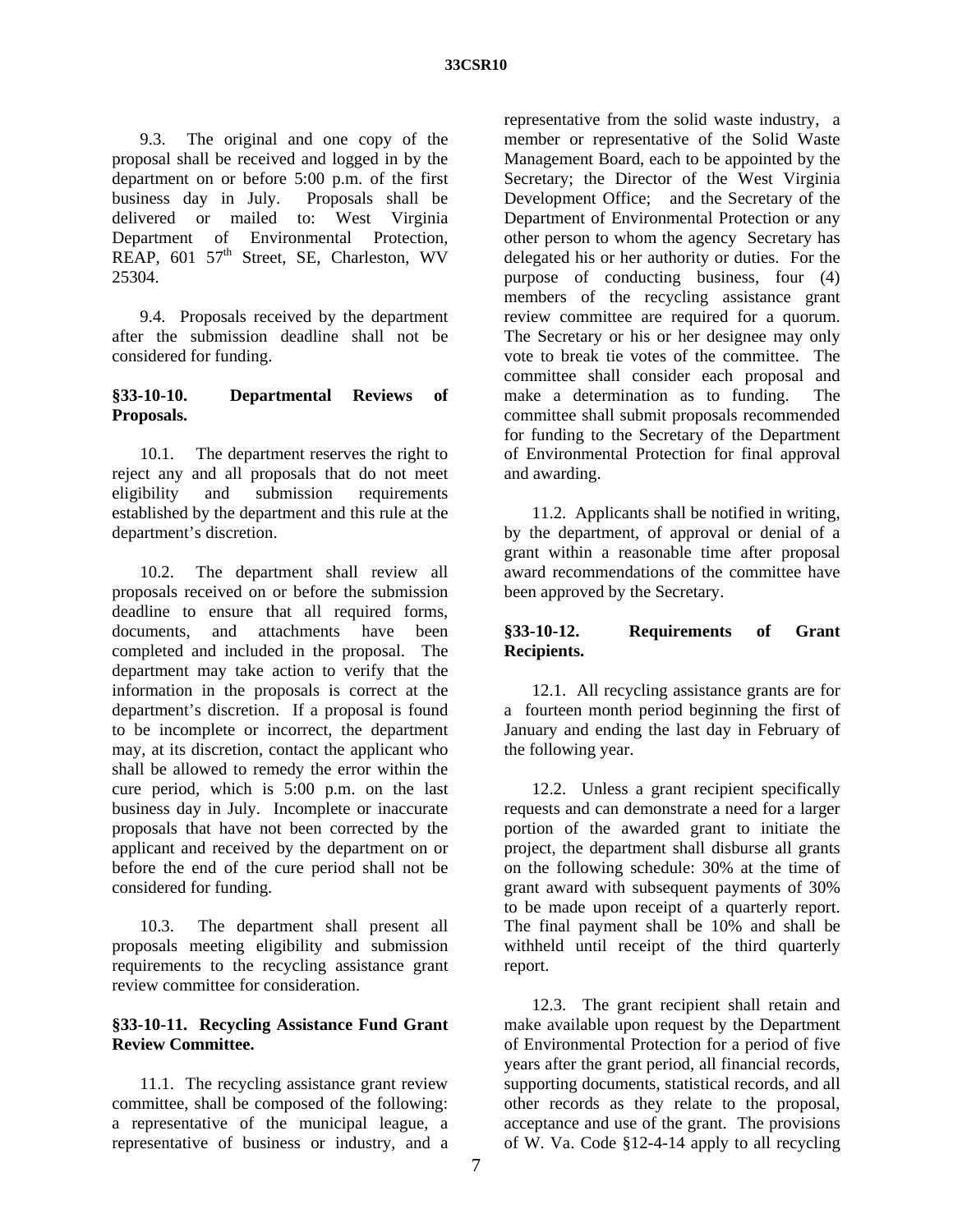9.3. The original and one copy of the proposal shall be received and logged in by the department on or before 5:00 p.m. of the first business day in July. Proposals shall be delivered or mailed to: West Virginia Department of Environmental Protection, REAP, 601 57th Street, SE, Charleston, WV 25304.

9.4. Proposals received by the department after the submission deadline shall not be considered for funding.

**§33-10-10. Departmental Reviews of Proposals.**

10.1. The department reserves the right to reject any and all proposals that do not meet eligibility and submission requirements established by the department and this rule at the department's discretion.

10.2. The department shall review all proposals received on or before the submission deadline to ensure that all required forms, documents, and attachments have been completed and included in the proposal. The department may take action to verify that the information in the proposals is correct at the department's discretion. If a proposal is found to be incomplete or incorrect, the department may, at its discretion, contact the applicant who shall be allowed to remedy the error within the cure period, which is 5:00 p.m. on the last business day in July. Incomplete or inaccurate proposals that have not been corrected by the applicant and received by the department on or before the end of the cure period shall not be considered for funding.

10.3. The department shall present all proposals meeting eligibility and submission requirements to the recycling assistance grant review committee for consideration.

**§33-10-11. Recycling Assistance Fund Grant Review Committee.**

11.1. The recycling assistance grant review committee, shall be composed of the following: a representative of the municipal league, a representative of business or industry, and a representative from the solid waste industry, a member or representative of the Solid Waste Management Board, each to be appointed by the Secretary; the Director of the West Virginia Development Office; and the Secretary of the Department of Environmental Protection or any other person to whom the agency Secretary has delegated his or her authority or duties. For the purpose of conducting business, four (4) members of the recycling assistance grant review committee are required for a quorum. The Secretary or his or her designee may only vote to break tie votes of the committee. The committee shall consider each proposal and make a determination as to funding. The committee shall submit proposals recommended for funding to the Secretary of the Department of Environmental Protection for final approval and awarding.

11.2. Applicants shall be notified in writing, by the department, of approval or denial of a grant within a reasonable time after proposal award recommendations of the committee have been approved by the Secretary.

**§33-10-12. Requirements of Grant Recipients.**

12.1. All recycling assistance grants are for a fourteen month period beginning the first of January and ending the last day in February of the following year.

12.2. Unless a grant recipient specifically requests and can demonstrate a need for a larger portion of the awarded grant to initiate the project, the department shall disburse all grants on the following schedule: 30% at the time of grant award with subsequent payments of 30% to be made upon receipt of a quarterly report. The final payment shall be 10% and shall be withheld until receipt of the third quarterly report.

12.3. The grant recipient shall retain and make available upon request by the Department of Environmental Protection for a period of five years after the grant period, all financial records, supporting documents, statistical records, and all other records as they relate to the proposal, acceptance and use of the grant. The provisions of W. Va. Code §12-4-14 apply to all recycling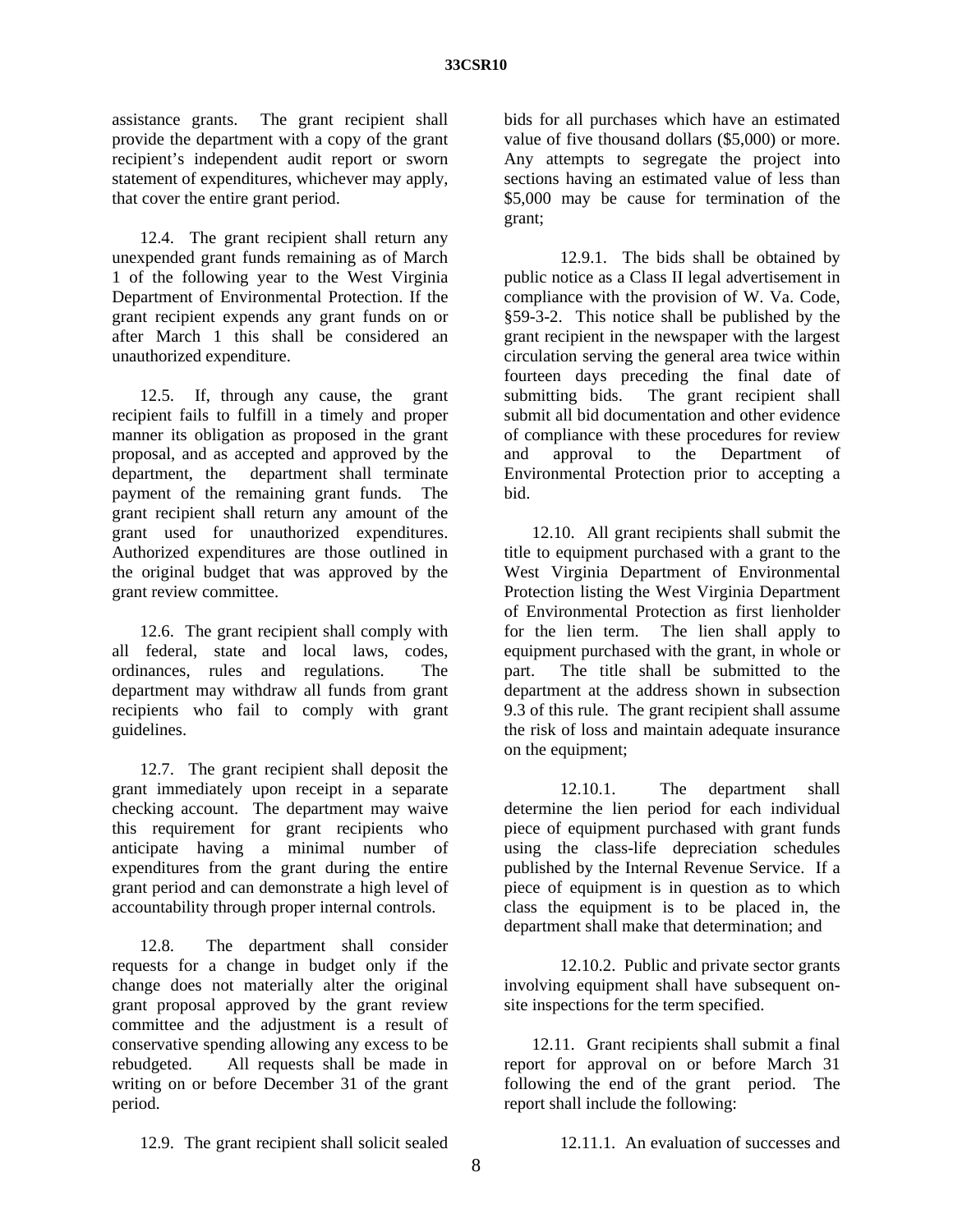assistance grants. The grant recipient shall provide the department with a copy of the grant recipient's independent audit report or sworn statement of expenditures, whichever may apply, that cover the entire grant period.

12.4. The grant recipient shall return any unexpended grant funds remaining as of March 1 of the following year to the West Virginia Department of Environmental Protection. If the grant recipient expends any grant funds on or after March 1 this shall be considered an unauthorized expenditure.

12.5. If, through any cause, the grant recipient fails to fulfill in a timely and proper manner its obligation as proposed in the grant proposal, and as accepted and approved by the department, the department shall terminate payment of the remaining grant funds. The grant recipient shall return any amount of the grant used for unauthorized expenditures. Authorized expenditures are those outlined in the original budget that was approved by the grant review committee.

12.6. The grant recipient shall comply with all federal, state and local laws, codes, ordinances, rules and regulations. The department may withdraw all funds from grant recipients who fail to comply with grant guidelines.

12.7. The grant recipient shall deposit the grant immediately upon receipt in a separate checking account. The department may waive this requirement for grant recipients who anticipate having a minimal number of expenditures from the grant during the entire grant period and can demonstrate a high level of accountability through proper internal controls.

12.8. The department shall consider requests for a change in budget only if the change does not materially alter the original grant proposal approved by the grant review committee and the adjustment is a result of conservative spending allowing any excess to be rebudgeted. All requests shall be made in writing on or before December 31 of the grant period.

12.9. The grant recipient shall solicit sealed bids for all purchases which have an estimated value of five thousand dollars ($5,000) or more. Any attempts to segregate the project into sections having an estimated value of less than $5,000 may be cause for termination of the grant;

12.9.1. The bids shall be obtained by public notice as a Class II legal advertisement in compliance with the provision of W. Va. Code, §59-3-2. This notice shall be published by the grant recipient in the newspaper with the largest circulation serving the general area twice within fourteen days preceding the final date of submitting bids. The grant recipient shall submit all bid documentation and other evidence of compliance with these procedures for review and approval to the Department of Environmental Protection prior to accepting a bid.

12.10. All grant recipients shall submit the title to equipment purchased with a grant to the West Virginia Department of Environmental Protection listing the West Virginia Department of Environmental Protection as first lienholder for the lien term. The lien shall apply to equipment purchased with the grant, in whole or part. The title shall be submitted to the department at the address shown in subsection 9.3 of this rule. The grant recipient shall assume the risk of loss and maintain adequate insurance on the equipment;

12.10.1. The department shall determine the lien period for each individual piece of equipment purchased with grant funds using the class-life depreciation schedules published by the Internal Revenue Service. If a piece of equipment is in question as to which class the equipment is to be placed in, the department shall make that determination; and

12.10.2. Public and private sector grants involving equipment shall have subsequent on-site inspections for the term specified.

12.11. Grant recipients shall submit a final report for approval on or before March 31 following the end of the grant period. The report shall include the following:

12.11.1. An evaluation of successes and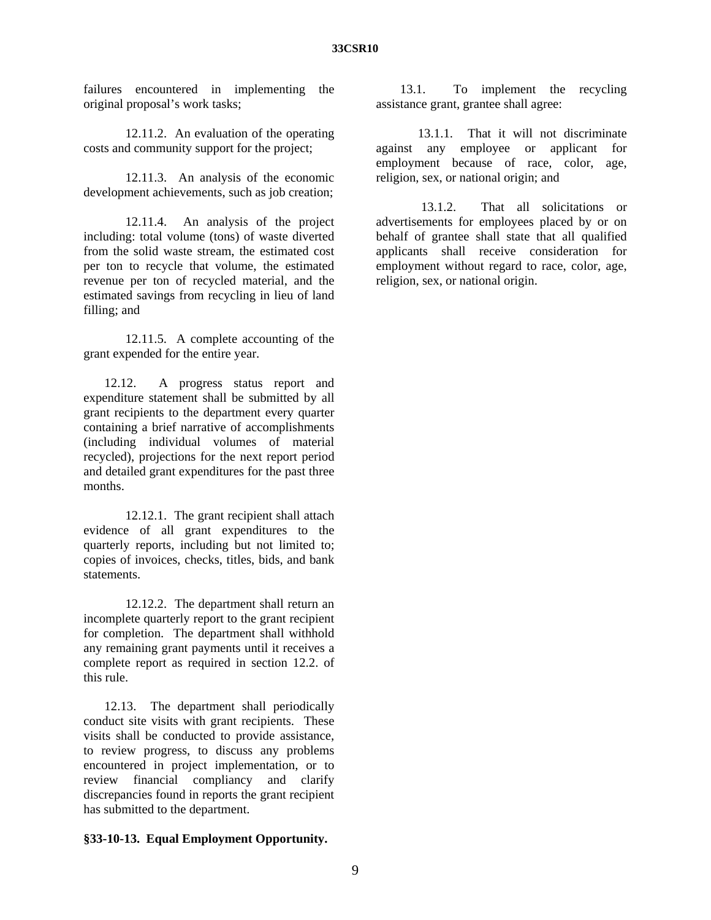failures encountered in implementing the original proposal's work tasks;

12.11.2. An evaluation of the operating costs and community support for the project;

12.11.3. An analysis of the economic development achievements, such as job creation;

12.11.4. An analysis of the project including: total volume (tons) of waste diverted from the solid waste stream, the estimated cost per ton to recycle that volume, the estimated revenue per ton of recycled material, and the estimated savings from recycling in lieu of land filling; and

12.11.5. A complete accounting of the grant expended for the entire year.

12.12. A progress status report and expenditure statement shall be submitted by all grant recipients to the department every quarter containing a brief narrative of accomplishments (including individual volumes of material recycled), projections for the next report period and detailed grant expenditures for the past three months.

12.12.1. The grant recipient shall attach evidence of all grant expenditures to the quarterly reports, including but not limited to; copies of invoices, checks, titles, bids, and bank statements.

12.12.2. The department shall return an incomplete quarterly report to the grant recipient for completion. The department shall withhold any remaining grant payments until it receives a complete report as required in section 12.2. of this rule.

12.13. The department shall periodically conduct site visits with grant recipients. These visits shall be conducted to provide assistance, to review progress, to discuss any problems encountered in project implementation, or to review financial compliancy and clarify discrepancies found in reports the grant recipient has submitted to the department.

**§33-10-13. Equal Employment Opportunity.**

13.1. To implement the recycling assistance grant, grantee shall agree:

13.1.1. That it will not discriminate against any employee or applicant for employment because of race, color, age, religion, sex, or national origin; and

13.1.2. That all solicitations or advertisements for employees placed by or on behalf of grantee shall state that all qualified applicants shall receive consideration for employment without regard to race, color, age, religion, sex, or national origin.